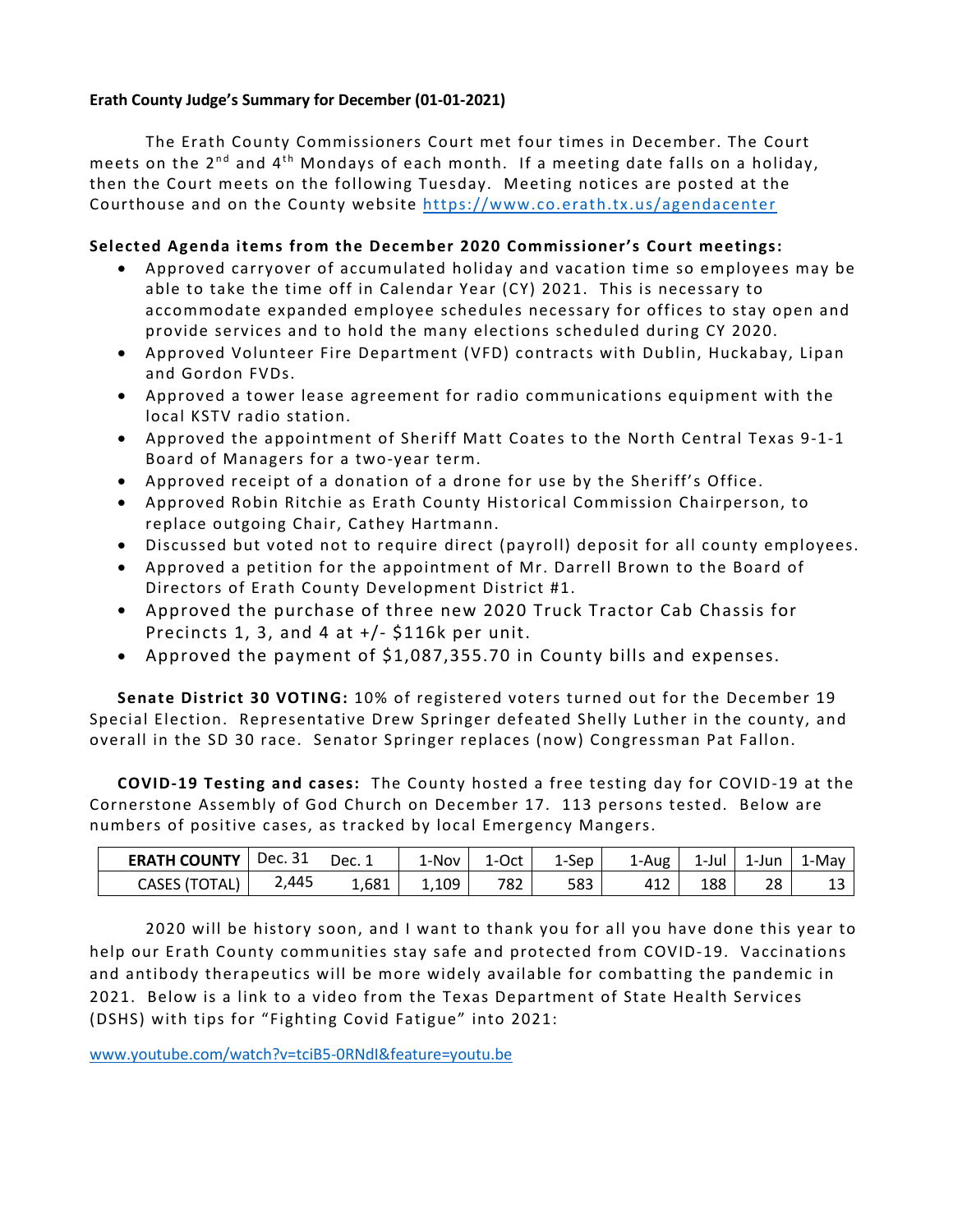**Erath County Judge's Summary for December (01-01-2021)**

The Erath County Commissioners Court met four times in December. The Court meets on the 2nd and 4th Mondays of each month. If a meeting date falls on a holiday, then the Court meets on the following Tuesday. Meeting notices are posted at the Courthouse and on the County website https://www.co.erath.tx.us/agendacenter

**Selected Agenda items from the December 2020 Commissioner's Court meetings:**

- Approved carryover of accumulated holiday and vacation time so employees may be able to take the time off in Calendar Year (CY) 2021. This is necessary to accommodate expanded employee schedules necessary for offices to stay open and provide services and to hold the many elections scheduled during CY 2020.
- Approved Volunteer Fire Department (VFD) contracts with Dublin, Huckabay, Lipan and Gordon FVDs.
- Approved a tower lease agreement for radio communications equipment with the local KSTV radio station.
- Approved the appointment of Sheriff Matt Coates to the North Central Texas 9-1-1 Board of Managers for a two-year term.
- Approved receipt of a donation of a drone for use by the Sheriff's Office.
- Approved Robin Ritchie as Erath County Historical Commission Chairperson, to replace outgoing Chair, Cathey Hartmann.
- Discussed but voted not to require direct (payroll) deposit for all county employees.
- Approved a petition for the appointment of Mr. Darrell Brown to the Board of Directors of Erath County Development District #1.
- Approved the purchase of three new 2020 Truck Tractor Cab Chassis for Precincts 1, 3, and 4 at +/- $116k per unit.
- Approved the payment of $1,087,355.70 in County bills and expenses.

**Senate District 30 VOTING:** 10% of registered voters turned out for the December 19 Special Election. Representative Drew Springer defeated Shelly Luther in the county, and overall in the SD 30 race. Senator Springer replaces (now) Congressman Pat Fallon.

**COVID-19 Testing and cases:** The County hosted a free testing day for COVID-19 at the Cornerstone Assembly of God Church on December 17. 113 persons tested. Below are numbers of positive cases, as tracked by local Emergency Mangers.

| ERATH COUNTY | Dec. 31 | Dec. 1 | 1-Nov | 1-Oct | 1-Sep | 1-Aug | 1-Jul | 1-Jun | 1-May |
|---|---|---|---|---|---|---|---|---|---|
| CASES (TOTAL) | 2,445 | 1,681 | 1,109 | 782 | 583 | 412 | 188 | 28 | 13 |

2020 will be history soon, and I want to thank you for all you have done this year to help our Erath County communities stay safe and protected from COVID-19. Vaccinations and antibody therapeutics will be more widely available for combatting the pandemic in 2021. Below is a link to a video from the Texas Department of State Health Services (DSHS) with tips for "Fighting Covid Fatigue" into 2021:

www.youtube.com/watch?v=tciB5-0RNdI&feature=youtu.be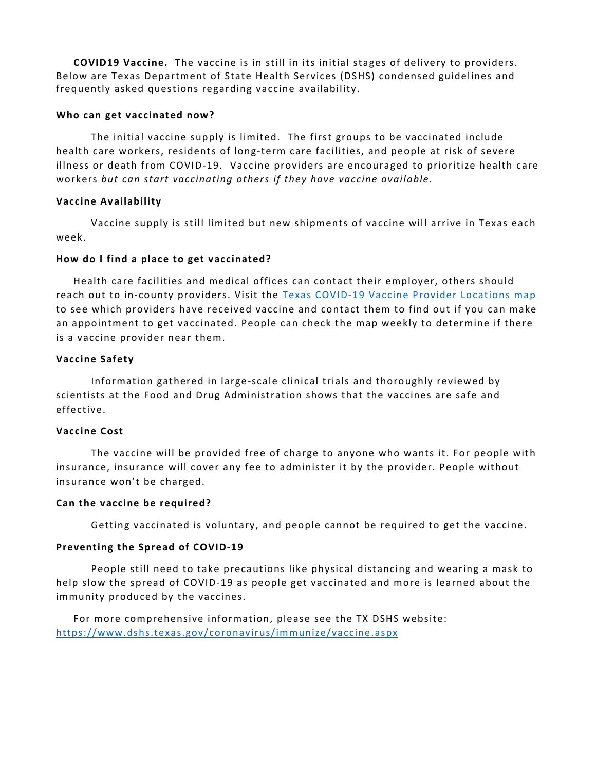**COVID19 Vaccine.** The vaccine is in still in its initial stages of delivery to providers. Below are Texas Department of State Health Services (DSHS) condensed guidelines and frequently asked questions regarding vaccine availability.

**Who can get vaccinated now?**

The initial vaccine supply is limited. The first groups to be vaccinated include health care workers, residents of long-term care facilities, and people at risk of severe illness or death from COVID-19. Vaccine providers are encouraged to prioritize health care workers *but can start vaccinating others if they have vaccine available.*

**Vaccine Availability**

Vaccine supply is still limited but new shipments of vaccine will arrive in Texas each week.

**How do I find a place to get vaccinated?**

Health care facilities and medical offices can contact their employer, others should reach out to in-county providers. Visit the [Texas COVID-19 Vaccine Provider Locations map](https://www.dshs.texas.gov/coronavirus/immunize/vaccine.aspx) to see which providers have received vaccine and contact them to find out if you can make an appointment to get vaccinated. People can check the map weekly to determine if there is a vaccine provider near them.

**Vaccine Safety**

Information gathered in large-scale clinical trials and thoroughly reviewed by scientists at the Food and Drug Administration shows that the vaccines are safe and effective.

**Vaccine Cost**

The vaccine will be provided free of charge to anyone who wants it. For people with insurance, insurance will cover any fee to administer it by the provider. People without insurance won't be charged.

**Can the vaccine be required?**

Getting vaccinated is voluntary, and people cannot be required to get the vaccine.

**Preventing the Spread of COVID-19**

People still need to take precautions like physical distancing and wearing a mask to help slow the spread of COVID-19 as people get vaccinated and more is learned about the immunity produced by the vaccines.

For more comprehensive information, please see the TX DSHS website: https://www.dshs.texas.gov/coronavirus/immunize/vaccine.aspx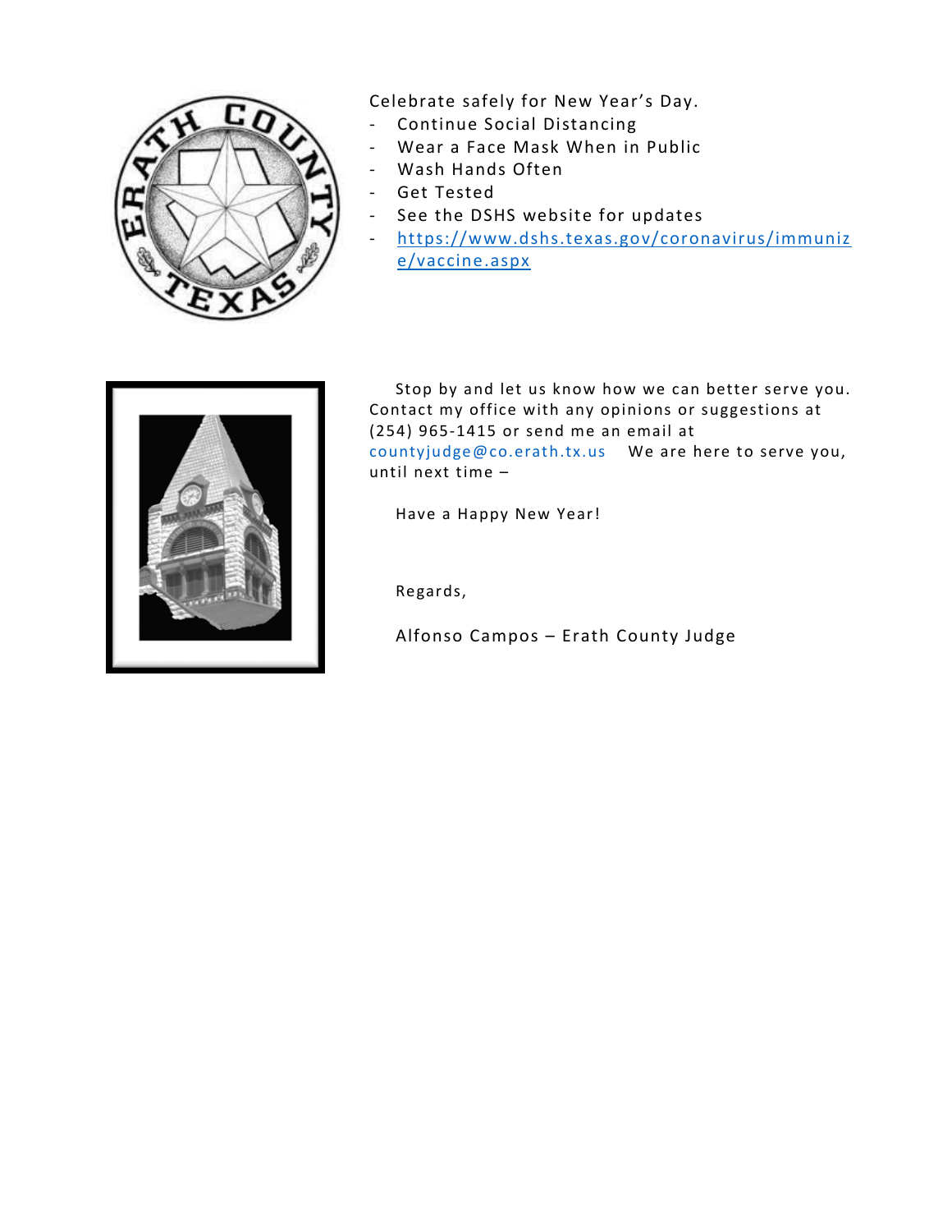Celebrate safely for New Year's Day.

- Continue Social Distancing
- Wear a Face Mask When in Public
- Wash Hands Often
- Get Tested
- See the DSHS website for updates
- https://www.dshs.texas.gov/coronavirus/immunize/vaccine.aspx

Stop by and let us know how we can better serve you. Contact my office with any opinions or suggestions at (254) 965-1415 or send me an email at countyjudge@co.erath.tx.us We are here to serve you, until next time –

Have a Happy New Year!

Regards,

Alfonso Campos – Erath County Judge